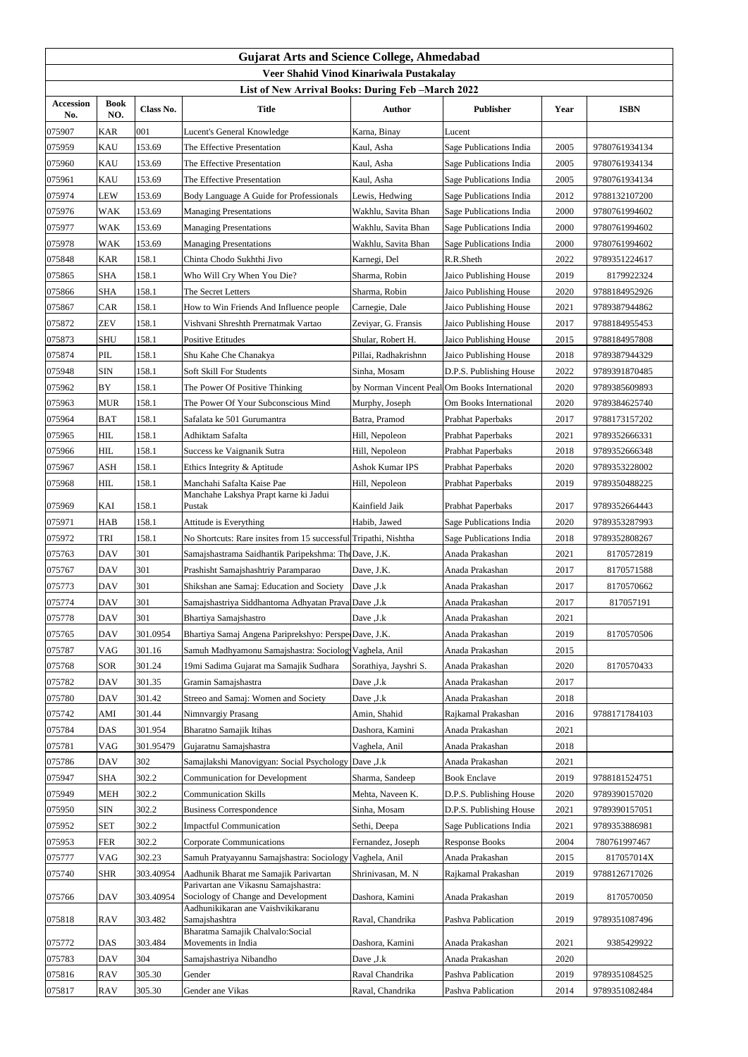# Gujarat Arts and Science College, Ahmedabad

## Veer Shahid Vinod Kinariwala Pustakalay

### List of New Arrival Books: During Feb –March 2022

| Accession No. | Book NO. | Class No. | Title | Author | Publisher | Year | ISBN |
|---|---|---|---|---|---|---|---|
| 075907 | KAR | 001 | Lucent's General Knowledge | Karna, Binay | Lucent | | |
| 075959 | KAU | 153.69 | The Effective Presentation | Kaul, Asha | Sage Publications India | 2005 | 9780761934134 |
| 075960 | KAU | 153.69 | The Effective Presentation | Kaul, Asha | Sage Publications India | 2005 | 9780761934134 |
| 075961 | KAU | 153.69 | The Effective Presentation | Kaul, Asha | Sage Publications India | 2005 | 9780761934134 |
| 075974 | LEW | 153.69 | Body Language A Guide for Professionals | Lewis, Hedwing | Sage Publications India | 2012 | 9788132107200 |
| 075976 | WAK | 153.69 | Managing Presentations | Wakhlu, Savita Bhan | Sage Publications India | 2000 | 9780761994602 |
| 075977 | WAK | 153.69 | Managing Presentations | Wakhlu, Savita Bhan | Sage Publications India | 2000 | 9780761994602 |
| 075978 | WAK | 153.69 | Managing Presentations | Wakhlu, Savita Bhan | Sage Publications India | 2000 | 9780761994602 |
| 075848 | KAR | 158.1 | Chinta Chodo Sukhthi Jivo | Karnegi, Del | R.R.Sheth | 2022 | 9789351224617 |
| 075865 | SHA | 158.1 | Who Will Cry When You Die? | Sharma, Robin | Jaico Publishing House | 2019 | 8179922324 |
| 075866 | SHA | 158.1 | The Secret Letters | Sharma, Robin | Jaico Publishing House | 2020 | 9788184952926 |
| 075867 | CAR | 158.1 | How to Win Friends And Influence people | Carnegie, Dale | Jaico Publishing House | 2021 | 9789387944862 |
| 075872 | ZEV | 158.1 | Vishvani Shreshth Prernatmak Vartao | Zeviyar, G. Fransis | Jaico Publishing House | 2017 | 9788184955453 |
| 075873 | SHU | 158.1 | Positive Etitudes | Shular, Robert H. | Jaico Publishing House | 2015 | 9788184957808 |
| 075874 | PIL | 158.1 | Shu Kahe Che Chanakya | Pillai, Radhakrishnn | Jaico Publishing House | 2018 | 9789387944329 |
| 075948 | SIN | 158.1 | Soft Skill For Students | Sinha, Mosam | D.P.S. Publishing House | 2022 | 9789391870485 |
| 075962 | BY | 158.1 | The Power Of Positive Thinking | by Norman Vincent Peal | Om Books International | 2020 | 9789385609893 |
| 075963 | MUR | 158.1 | The Power Of Your Subconscious Mind | Murphy, Joseph | Om Books International | 2020 | 9789384625740 |
| 075964 | BAT | 158.1 | Safalata ke 501 Gurumantra | Batra, Pramod | Prabhat Paperbaks | 2017 | 9788173157202 |
| 075965 | HIL | 158.1 | Adhiktam Safalta | Hill, Nepoleon | Prabhat Paperbaks | 2021 | 9789352666331 |
| 075966 | HIL | 158.1 | Success ke Vaignanik Sutra | Hill, Nepoleon | Prabhat Paperbaks | 2018 | 9789352666348 |
| 075967 | ASH | 158.1 | Ethics Integrity & Aptitude | Ashok Kumar IPS | Prabhat Paperbaks | 2020 | 9789353228002 |
| 075968 | HIL | 158.1 | Manchahi Safalta Kaise Pae | Hill, Nepoleon | Prabhat Paperbaks | 2019 | 9789350488225 |
| 075969 | KAI | 158.1 | Manchahe Lakshya Prapt karne ki Jadui Pustak | Kainfield Jaik | Prabhat Paperbaks | 2017 | 9789352664443 |
| 075971 | HAB | 158.1 | Attitude is Everything | Habib, Jawed | Sage Publications India | 2020 | 9789353287993 |
| 075972 | TRI | 158.1 | No Shortcuts: Rare insites from 15 successful | Tripathi, Nishtha | Sage Publications India | 2018 | 9789352808267 |
| 075763 | DAV | 301 | Samajshastrama Saidhantik Paripekshma: The | Dave, J.K. | Anada Prakashan | 2021 | 8170572819 |
| 075767 | DAV | 301 | Prashisht Samajshashtriy Paramparao | Dave, J.K. | Anada Prakashan | 2017 | 8170571588 |
| 075773 | DAV | 301 | Shikshan ane Samaj: Education and Society | Dave ,J.k | Anada Prakashan | 2017 | 8170570662 |
| 075774 | DAV | 301 | Samajshastriya Siddhantoma Adhyatan Prava | Dave ,J.k | Anada Prakashan | 2017 | 817057191 |
| 075778 | DAV | 301 | Bhartiya Samajshastro | Dave ,J.k | Anada Prakashan | 2021 | |
| 075765 | DAV | 301.0954 | Bhartiya Samaj Angena Pariprekshyo: Perspe | Dave, J.K. | Anada Prakashan | 2019 | 8170570506 |
| 075787 | VAG | 301.16 | Samuh Madhyamonu Samajshastra: Sociolog | Vaghela, Anil | Anada Prakashan | 2015 | |
| 075768 | SOR | 301.24 | 19mi Sadima Gujarat ma Samajik Sudhara | Sorathiya, Jayshri S. | Anada Prakashan | 2020 | 8170570433 |
| 075782 | DAV | 301.35 | Gramin Samajshastra | Dave ,J.k | Anada Prakashan | 2017 | |
| 075780 | DAV | 301.42 | Streeo and Samaj: Women and Society | Dave ,J.k | Anada Prakashan | 2018 | |
| 075742 | AMI | 301.44 | Nimnvargiy Prasang | Amin, Shahid | Rajkamal Prakashan | 2016 | 9788171784103 |
| 075784 | DAS | 301.954 | Bharatno Samajik Itihas | Dashora, Kamini | Anada Prakashan | 2021 | |
| 075781 | VAG | 301.95479 | Gujaratnu Samajshastra | Vaghela, Anil | Anada Prakashan | 2018 | |
| 075786 | DAV | 302 | Samajlakshi Manovigyan: Social Psychology | Dave ,J.k | Anada Prakashan | 2021 | |
| 075947 | SHA | 302.2 | Communication for Development | Sharma, Sandeep | Book Enclave | 2019 | 9788181524751 |
| 075949 | MEH | 302.2 | Communication Skills | Mehta, Naveen K. | D.P.S. Publishing House | 2020 | 9789390157020 |
| 075950 | SIN | 302.2 | Business Correspondence | Sinha, Mosam | D.P.S. Publishing House | 2021 | 9789390157051 |
| 075952 | SET | 302.2 | Impactful Communication | Sethi, Deepa | Sage Publications India | 2021 | 9789353886981 |
| 075953 | FER | 302.2 | Corporate Communications | Fernandez, Joseph | Response Books | 2004 | 780761997467 |
| 075777 | VAG | 302.23 | Samuh Pratyayannu Samajshastra: Sociology | Vaghela, Anil | Anada Prakashan | 2015 | 817057014X |
| 075740 | SHR | 303.40954 | Aadhunik Bharat me Samajik Parivartan | Shrinivasan, M. N | Rajkamal Prakashan | 2019 | 9788126717026 |
| 075766 | DAV | 303.40954 | Parivartan ane Vikasnu Samajshastra: Sociology of Change and Development | Dashora, Kamini | Anada Prakashan | 2019 | 8170570050 |
| 075818 | RAV | 303.482 | Aadhunikikaran ane Vaishvikikaranu Samajshastra | Raval, Chandrika | Pashva Pablication | 2019 | 9789351087496 |
| 075772 | DAS | 303.484 | Bharatma Samajik Chalvalo:Social Movements in India | Dashora, Kamini | Anada Prakashan | 2021 | 9385429922 |
| 075783 | DAV | 304 | Samajshastriya Nibandho | Dave ,J.k | Anada Prakashan | 2020 | |
| 075816 | RAV | 305.30 | Gender | Raval Chandrika | Pashva Pablication | 2019 | 9789351084525 |
| 075817 | RAV | 305.30 | Gender ane Vikas | Raval, Chandrika | Pashva Pablication | 2014 | 9789351082484 |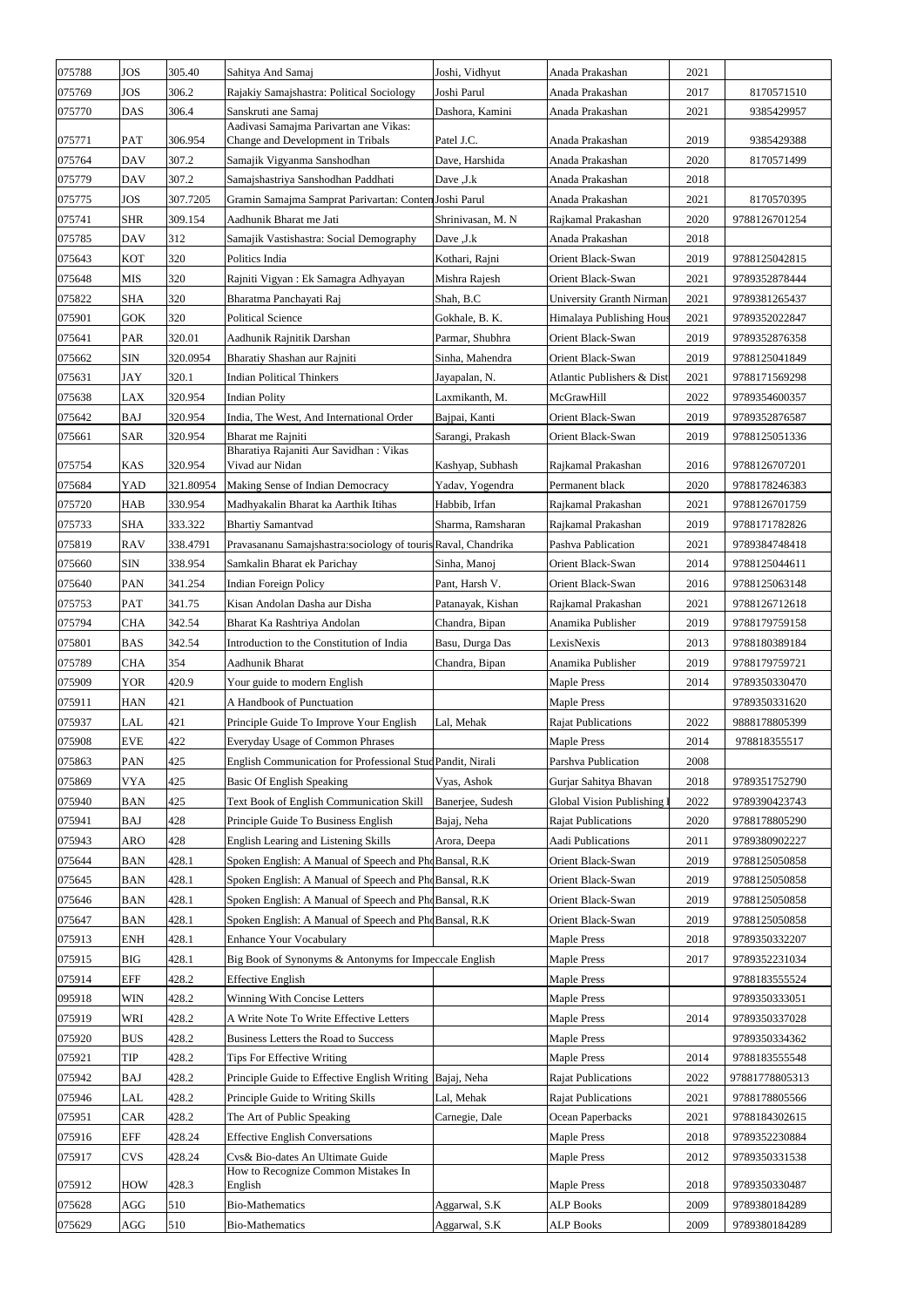| | | | | | | | |
|---|---|---|---|---|---|---|---|
| 075788 | JOS | 305.40 | Sahitya And Samaj | Joshi, Vidhyut | Anada Prakashan | 2021 | |
| 075769 | JOS | 306.2 | Rajakiy Samajshastra: Political Sociology | Joshi Parul | Anada Prakashan | 2017 | 8170571510 |
| 075770 | DAS | 306.4 | Sanskruti ane Samaj | Dashora, Kamini | Anada Prakashan | 2021 | 9385429957 |
| 075771 | PAT | 306.954 | Aadivasi Samajma Parivartan ane Vikas: Change and Development in Tribals | Patel J.C. | Anada Prakashan | 2019 | 9385429388 |
| 075764 | DAV | 307.2 | Samajik Vigyanma Sanshodhan | Dave, Harshida | Anada Prakashan | 2020 | 8170571499 |
| 075779 | DAV | 307.2 | Samajshastriya Sanshodhan Paddhati | Dave ,J.k | Anada Prakashan | 2018 | |
| 075775 | JOS | 307.7205 | Gramin Samajma Samprat Parivartan: Conten Joshi Parul | | Anada Prakashan | 2021 | 8170570395 |
| 075741 | SHR | 309.154 | Aadhunik Bharat me Jati | Shrinivasan, M. N | Rajkamal Prakashan | 2020 | 9788126701254 |
| 075785 | DAV | 312 | Samajik Vastishastra: Social Demography | Dave ,J.k | Anada Prakashan | 2018 | |
| 075643 | KOT | 320 | Politics India | Kothari, Rajni | Orient Black-Swan | 2019 | 9788125042815 |
| 075648 | MIS | 320 | Rajniti Vigyan : Ek Samagra Adhyayan | Mishra Rajesh | Orient Black-Swan | 2021 | 9789352878444 |
| 075822 | SHA | 320 | Bharatma Panchayati Raj | Shah, B.C | University Granth Nirman | 2021 | 9789381265437 |
| 075901 | GOK | 320 | Political Science | Gokhale, B. K. | Himalaya Publishing Hous | 2021 | 9789352022847 |
| 075641 | PAR | 320.01 | Aadhunik Rajnitik Darshan | Parmar, Shubhra | Orient Black-Swan | 2019 | 9789352876358 |
| 075662 | SIN | 320.0954 | Bharatiy Shashan aur Rajniti | Sinha, Mahendra | Orient Black-Swan | 2019 | 9788125041849 |
| 075631 | JAY | 320.1 | Indian Political Thinkers | Jayapalan, N. | Atlantic Publishers & Dist | 2021 | 9788171569298 |
| 075638 | LAX | 320.954 | Indian Polity | Laxmikanth, M. | McGrawHill | 2022 | 9789354600357 |
| 075642 | BAJ | 320.954 | India, The West, And International Order | Bajpai, Kanti | Orient Black-Swan | 2019 | 9789352876587 |
| 075661 | SAR | 320.954 | Bharat me Rajniti | Sarangi, Prakash | Orient Black-Swan | 2019 | 9788125051336 |
| 075754 | KAS | 320.954 | Bharatiya Rajaniti Aur Savidhan : Vikas Vivad aur Nidan | Kashyap, Subhash | Rajkamal Prakashan | 2016 | 9788126707201 |
| 075684 | YAD | 321.80954 | Making Sense of Indian Democracy | Yadav, Yogendra | Permanent black | 2020 | 9788178246383 |
| 075720 | HAB | 330.954 | Madhyakalin Bharat ka Aarthik Itihas | Habbib, Irfan | Rajkamal Prakashan | 2021 | 9788126701759 |
| 075733 | SHA | 333.322 | Bhartiy Samantvad | Sharma, Ramsharan | Rajkamal Prakashan | 2019 | 9788171782826 |
| 075819 | RAV | 338.4791 | Pravasananu Samajshastra:sociology of touris Raval, Chandrika | | Pashva Pablication | 2021 | 9789384748418 |
| 075660 | SIN | 338.954 | Samkalin Bharat ek Parichay | Sinha, Manoj | Orient Black-Swan | 2014 | 9788125044611 |
| 075640 | PAN | 341.254 | Indian Foreign Policy | Pant, Harsh V. | Orient Black-Swan | 2016 | 9788125063148 |
| 075753 | PAT | 341.75 | Kisan Andolan Dasha aur Disha | Patanayak, Kishan | Rajkamal Prakashan | 2021 | 9788126712618 |
| 075794 | CHA | 342.54 | Bharat Ka Rashtriya Andolan | Chandra, Bipan | Anamika Publisher | 2019 | 9788179759158 |
| 075801 | BAS | 342.54 | Introduction to the Constitution of India | Basu, Durga Das | LexisNexis | 2013 | 9788180389184 |
| 075789 | CHA | 354 | Aadhunik Bharat | Chandra, Bipan | Anamika Publisher | 2019 | 9788179759721 |
| 075909 | YOR | 420.9 | Your guide to modern English | | Maple Press | 2014 | 9789350330470 |
| 075911 | HAN | 421 | A Handbook of Punctuation | | Maple Press | | 9789350331620 |
| 075937 | LAL | 421 | Principle Guide To Improve Your English | Lal, Mehak | Rajat Publications | 2022 | 9888178805399 |
| 075908 | EVE | 422 | Everyday Usage of Common Phrases | | Maple Press | 2014 | 978818355517 |
| 075863 | PAN | 425 | English Communication for Professional Stud Pandit, Nirali | | Parshva Publication | 2008 | |
| 075869 | VYA | 425 | Basic Of English Speaking | Vyas, Ashok | Gurjar Sahitya Bhavan | 2018 | 9789351752790 |
| 075940 | BAN | 425 | Text Book of English Communication Skill | Banerjee, Sudesh | Global Vision Publishing | 2022 | 9789390423743 |
| 075941 | BAJ | 428 | Principle Guide To Business English | Bajaj, Neha | Rajat Publications | 2020 | 9788178805290 |
| 075943 | ARO | 428 | English Learing and Listening Skills | Arora, Deepa | Aadi Publications | 2011 | 9789380902227 |
| 075644 | BAN | 428.1 | Spoken English: A Manual of Speech and Pho Bansal, R.K | | Orient Black-Swan | 2019 | 9788125050858 |
| 075645 | BAN | 428.1 | Spoken English: A Manual of Speech and Pho Bansal, R.K | | Orient Black-Swan | 2019 | 9788125050858 |
| 075646 | BAN | 428.1 | Spoken English: A Manual of Speech and Pho Bansal, R.K | | Orient Black-Swan | 2019 | 9788125050858 |
| 075647 | BAN | 428.1 | Spoken English: A Manual of Speech and Pho Bansal, R.K | | Orient Black-Swan | 2019 | 9788125050858 |
| 075913 | ENH | 428.1 | Enhance Your Vocabulary | | Maple Press | 2018 | 9789350332207 |
| 075915 | BIG | 428.1 | Big Book of Synonyms & Antonyms for Impeccale English | | Maple Press | 2017 | 9789352231034 |
| 075914 | EFF | 428.2 | Effective English | | Maple Press | | 9788183555524 |
| 095918 | WIN | 428.2 | Winning With Concise Letters | | Maple Press | | 9789350333051 |
| 075919 | WRI | 428.2 | A Write Note To Write Effective Letters | | Maple Press | 2014 | 9789350337028 |
| 075920 | BUS | 428.2 | Business Letters the Road to Success | | Maple Press | | 9789350334362 |
| 075921 | TIP | 428.2 | Tips For Effective Writing | | Maple Press | 2014 | 9788183555548 |
| 075942 | BAJ | 428.2 | Principle Guide to Effective English Writing | Bajaj, Neha | Rajat Publications | 2022 | 97881778805313 |
| 075946 | LAL | 428.2 | Principle Guide to Writing Skills | Lal, Mehak | Rajat Publications | 2021 | 9788178805566 |
| 075951 | CAR | 428.2 | The Art of Public Speaking | Carnegie, Dale | Ocean Paperbacks | 2021 | 9788184302615 |
| 075916 | EFF | 428.24 | Effective English Conversations | | Maple Press | 2018 | 9789352230884 |
| 075917 | CVS | 428.24 | Cvs& Bio-dates An Ultimate Guide | | Maple Press | 2012 | 9789350331538 |
| 075912 | HOW | 428.3 | How to Recognize Common Mistakes In English | | Maple Press | 2018 | 9789350330487 |
| 075628 | AGG | 510 | Bio-Mathematics | Aggarwal, S.K | ALP Books | 2009 | 9789380184289 |
| 075629 | AGG | 510 | Bio-Mathematics | Aggarwal, S.K | ALP Books | 2009 | 9789380184289 |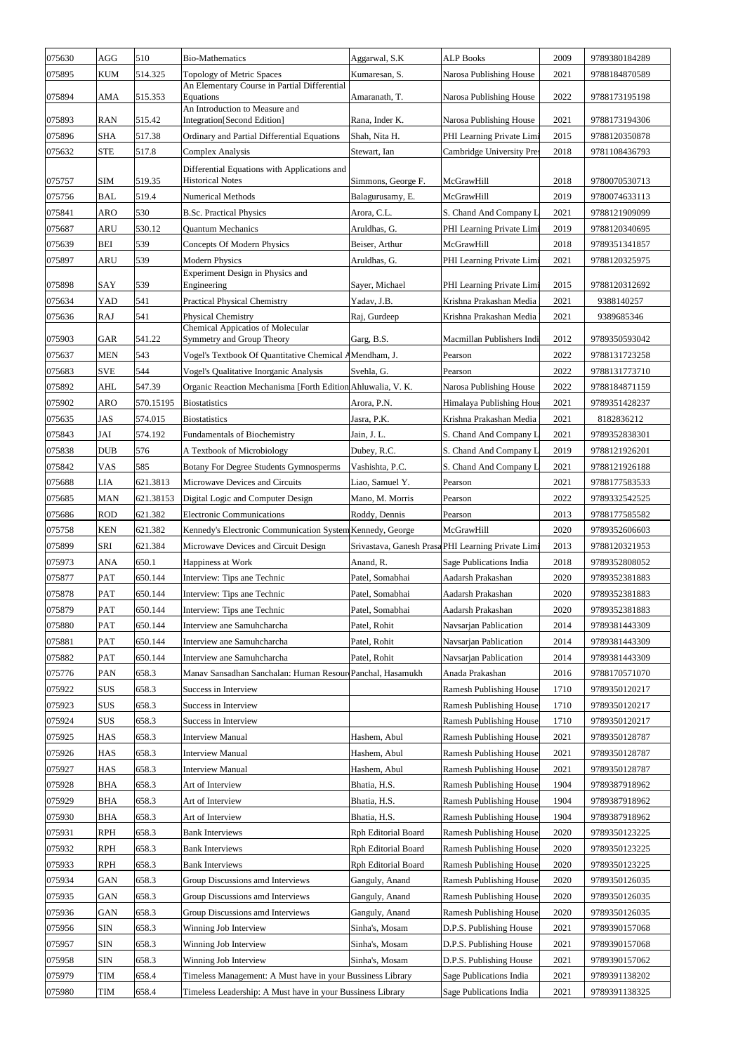| 075630 | AGG | 510 | Bio-Mathematics | Aggarwal, S.K | ALP Books | 2009 | 9789380184289 |
|---|---|---|---|---|---|---|---|
| 075895 | KUM | 514.325 | Topology of Metric Spaces | Kumaresan, S. | Narosa Publishing House | 2021 | 9788184870589 |
| 075894 | AMA | 515.353 | An Elementary Course in Partial Differential Equations | Amaranath, T. | Narosa Publishing House | 2022 | 9788173195198 |
| 075893 | RAN | 515.42 | An Introduction to Measure and Integration[Second Edition] | Rana, Inder K. | Narosa Publishing House | 2021 | 9788173194306 |
| 075896 | SHA | 517.38 | Ordinary and Partial Differential Equations | Shah, Nita H. | PHI Learning Private Limi | 2015 | 9788120350878 |
| 075632 | STE | 517.8 | Complex Analysis | Stewart, Ian | Cambridge University Pres | 2018 | 9781108436793 |
| 075757 | SIM | 519.35 | Differential Equations with Applications and Historical Notes | Simmons, George F. | McGrawHill | 2018 | 9780070530713 |
| 075756 | BAL | 519.4 | Numerical Methods | Balagurusamy, E. | McGrawHill | 2019 | 9780074633113 |
| 075841 | ARO | 530 | B.Sc. Practical Physics | Arora, C.L. | S. Chand And Company L | 2021 | 9788121909099 |
| 075687 | ARU | 530.12 | Quantum Mechanics | Aruldhas, G. | PHI Learning Private Limi | 2019 | 9788120340695 |
| 075639 | BEI | 539 | Concepts Of Modern Physics | Beiser, Arthur | McGrawHill | 2018 | 9789351341857 |
| 075897 | ARU | 539 | Modern Physics | Aruldhas, G. | PHI Learning Private Limi | 2021 | 9788120325975 |
| 075898 | SAY | 539 | Experiment Design in Physics and Engineering | Sayer, Michael | PHI Learning Private Limi | 2015 | 9788120312692 |
| 075634 | YAD | 541 | Practical Physical Chemistry | Yadav, J.B. | Krishna Prakashan Media | 2021 | 9388140257 |
| 075636 | RAJ | 541 | Physical Chemistry | Raj, Gurdeep | Krishna Prakashan Media | 2021 | 9389685346 |
| 075903 | GAR | 541.22 | Chemical Appicatios of Molecular Symmetry and Group Theory | Garg, B.S. | Macmillan Publishers Indi | 2012 | 9789350593042 |
| 075637 | MEN | 543 | Vogel's Textbook Of Quantitative Chemical A | Mendham, J. | Pearson | 2022 | 9788131723258 |
| 075683 | SVE | 544 | Vogel's Qualitative Inorganic Analysis | Svehla, G. | Pearson | 2022 | 9788131773710 |
| 075892 | AHL | 547.39 | Organic Reaction Mechanisma [Forth Edition | Ahluwalia, V. K. | Narosa Publishing House | 2022 | 9788184871159 |
| 075902 | ARO | 570.15195 | Biostatistics | Arora, P.N. | Himalaya Publishing Hous | 2021 | 9789351428237 |
| 075635 | JAS | 574.015 | Biostatistics | Jasra, P.K. | Krishna Prakashan Media | 2021 | 8182836212 |
| 075843 | JAI | 574.192 | Fundamentals of Biochemistry | Jain, J. L. | S. Chand And Company L | 2021 | 9789352838301 |
| 075838 | DUB | 576 | A Textbook of Microbiology | Dubey, R.C. | S. Chand And Company L | 2019 | 9788121926201 |
| 075842 | VAS | 585 | Botany For Degree Students Gymnosperms | Vashishta, P.C. | S. Chand And Company L | 2021 | 9788121926188 |
| 075688 | LIA | 621.3813 | Microwave Devices and Circuits | Liao, Samuel Y. | Pearson | 2021 | 9788177583533 |
| 075685 | MAN | 621.38153 | Digital Logic and Computer Design | Mano, M. Morris | Pearson | 2022 | 9789332542525 |
| 075686 | ROD | 621.382 | Electronic Communications | Roddy, Dennis | Pearson | 2013 | 9788177585582 |
| 075758 | KEN | 621.382 | Kennedy's Electronic Communication System | Kennedy, George | McGrawHill | 2020 | 9789352606603 |
| 075899 | SRI | 621.384 | Microwave Devices and Circuit Design | Srivastava, Ganesh Prasa | PHI Learning Private Limi | 2013 | 9788120321953 |
| 075973 | ANA | 650.1 | Happiness at Work | Anand, R. | Sage Publications India | 2018 | 9789352808052 |
| 075877 | PAT | 650.144 | Interview: Tips ane Technic | Patel, Somabhai | Aadarsh Prakashan | 2020 | 9789352381883 |
| 075878 | PAT | 650.144 | Interview: Tips ane Technic | Patel, Somabhai | Aadarsh Prakashan | 2020 | 9789352381883 |
| 075879 | PAT | 650.144 | Interview: Tips ane Technic | Patel, Somabhai | Aadarsh Prakashan | 2020 | 9789352381883 |
| 075880 | PAT | 650.144 | Interview ane Samuhcharcha | Patel, Rohit | Navsarjan Pablication | 2014 | 9789381443309 |
| 075881 | PAT | 650.144 | Interview ane Samuhcharcha | Patel, Rohit | Navsarjan Pablication | 2014 | 9789381443309 |
| 075882 | PAT | 650.144 | Interview ane Samuhcharcha | Patel, Rohit | Navsarjan Pablication | 2014 | 9789381443309 |
| 075776 | PAN | 658.3 | Manav Sansadhan Sanchalan: Human Resour | Panchal, Hasamukh | Anada Prakashan | 2016 | 9788170571070 |
| 075922 | SUS | 658.3 | Success in Interview | | Ramesh Publishing House | 1710 | 9789350120217 |
| 075923 | SUS | 658.3 | Success in Interview | | Ramesh Publishing House | 1710 | 9789350120217 |
| 075924 | SUS | 658.3 | Success in Interview | | Ramesh Publishing House | 1710 | 9789350120217 |
| 075925 | HAS | 658.3 | Interview Manual | Hashem, Abul | Ramesh Publishing House | 2021 | 9789350128787 |
| 075926 | HAS | 658.3 | Interview Manual | Hashem, Abul | Ramesh Publishing House | 2021 | 9789350128787 |
| 075927 | HAS | 658.3 | Interview Manual | Hashem, Abul | Ramesh Publishing House | 2021 | 9789350128787 |
| 075928 | BHA | 658.3 | Art of Interview | Bhatia, H.S. | Ramesh Publishing House | 1904 | 9789387918962 |
| 075929 | BHA | 658.3 | Art of Interview | Bhatia, H.S. | Ramesh Publishing House | 1904 | 9789387918962 |
| 075930 | BHA | 658.3 | Art of Interview | Bhatia, H.S. | Ramesh Publishing House | 1904 | 9789387918962 |
| 075931 | RPH | 658.3 | Bank Interviews | Rph Editorial Board | Ramesh Publishing House | 2020 | 9789350123225 |
| 075932 | RPH | 658.3 | Bank Interviews | Rph Editorial Board | Ramesh Publishing House | 2020 | 9789350123225 |
| 075933 | RPH | 658.3 | Bank Interviews | Rph Editorial Board | Ramesh Publishing House | 2020 | 9789350123225 |
| 075934 | GAN | 658.3 | Group Discussions amd Interviews | Ganguly, Anand | Ramesh Publishing House | 2020 | 9789350126035 |
| 075935 | GAN | 658.3 | Group Discussions amd Interviews | Ganguly, Anand | Ramesh Publishing House | 2020 | 9789350126035 |
| 075936 | GAN | 658.3 | Group Discussions amd Interviews | Ganguly, Anand | Ramesh Publishing House | 2020 | 9789350126035 |
| 075956 | SIN | 658.3 | Winning Job Interview | Sinha's, Mosam | D.P.S. Publishing House | 2021 | 9789390157068 |
| 075957 | SIN | 658.3 | Winning Job Interview | Sinha's, Mosam | D.P.S. Publishing House | 2021 | 9789390157068 |
| 075958 | SIN | 658.3 | Winning Job Interview | Sinha's, Mosam | D.P.S. Publishing House | 2021 | 9789390157062 |
| 075979 | TIM | 658.4 | Timeless Management: A Must have in your Bussiness Library | | Sage Publications India | 2021 | 9789391138202 |
| 075980 | TIM | 658.4 | Timeless Leadership: A Must have in your Bussiness Library | | Sage Publications India | 2021 | 9789391138325 |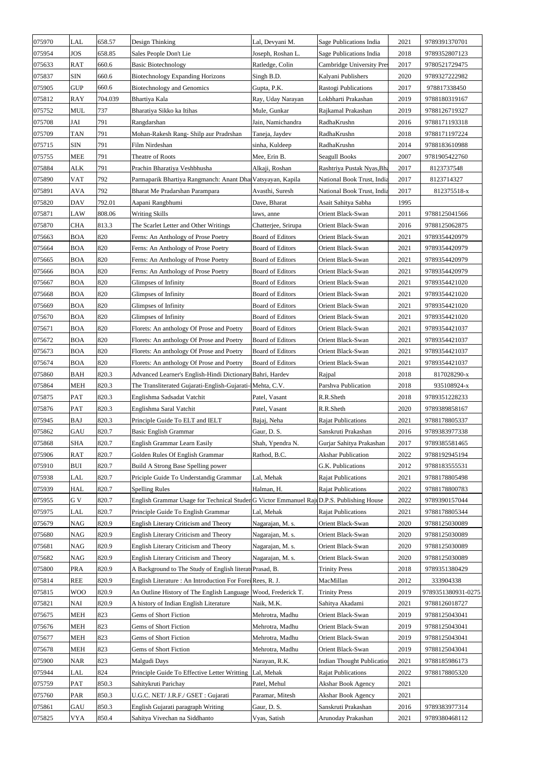| 075970 | LAL | 658.57 | Design Thinking | Lal, Devyani M. | Sage Publications India | 2021 | 9789391370701 |
|---|---|---|---|---|---|---|---|
| 075954 | JOS | 658.85 | Sales People Don't Lie | Joseph, Roshan L. | Sage Publications India | 2018 | 9789352807123 |
| 075633 | RAT | 660.6 | Basic Biotechnology | Ratledge, Colin | Cambridge University Pres | 2017 | 9780521729475 |
| 075837 | SIN | 660.6 | Biotechnology Expanding Horizons | Singh B.D. | Kalyani Publishers | 2020 | 9789327222982 |
| 075905 | GUP | 660.6 | Biotechnology and Genomics | Gupta, P.K. | Rastogi Publications | 2017 | 978817338450 |
| 075812 | RAY | 704.039 | Bhartiya Kala | Ray, Uday Narayan | Lokbharti Prakashan | 2019 | 9788180319167 |
| 075752 | MUL | 737 | Bharatiya Sikko ka Itihas | Mule, Gunkar | Rajkamal Prakashan | 2019 | 9788126719327 |
| 075708 | JAI | 791 | Rangdarshan | Jain, Namichandra | RadhaKrushn | 2016 | 9788171193318 |
| 075709 | TAN | 791 | Mohan-Rakesh Rang- Shilp aur Pradrshan | Taneja, Jaydev | RadhaKrushn | 2018 | 9788171197224 |
| 075715 | SIN | 791 | Film Nirdeshan | sinha, Kuldeep | RadhaKrushn | 2014 | 9788183610988 |
| 075755 | MEE | 791 | Theatre of Roots | Mee, Erin B. | Seagull Books | 2007 | 9781905422760 |
| 075884 | ALK | 791 | Prachin Bharatiya Veshbhusha | Alkaji, Roshan | Rashtriya Pustak Nyas,Bha | 2017 | 8123737548 |
| 075890 | VAT | 792 | Parmaparik Bhartiya Rangmanch: Anant Dha | Vatsyayan, Kapila | National Book Trust, India | 2017 | 8123714327 |
| 075891 | AVA | 792 | Bharat Me Pradarshan Parampara | Avasthi, Suresh | National Book Trust, India | 2017 | 812375518-x |
| 075820 | DAV | 792.01 | Aapani Rangbhumi | Dave, Bharat | Asait Sahitya Sabha | 1995 | |
| 075871 | LAW | 808.06 | Writing Skills | laws, anne | Orient Black-Swan | 2011 | 9788125041566 |
| 075870 | CHA | 813.3 | The Scarlet Letter and Other Writings | Chatterjee, Srirupa | Orient Black-Swan | 2016 | 9788125062875 |
| 075663 | BOA | 820 | Ferns: An Anthology of Prose Poetry | Board of Editors | Orient Black-Swan | 2021 | 9789354420979 |
| 075664 | BOA | 820 | Ferns: An Anthology of Prose Poetry | Board of Editors | Orient Black-Swan | 2021 | 9789354420979 |
| 075665 | BOA | 820 | Ferns: An Anthology of Prose Poetry | Board of Editors | Orient Black-Swan | 2021 | 9789354420979 |
| 075666 | BOA | 820 | Ferns: An Anthology of Prose Poetry | Board of Editors | Orient Black-Swan | 2021 | 9789354420979 |
| 075667 | BOA | 820 | Glimpses of Infinity | Board of Editors | Orient Black-Swan | 2021 | 9789354421020 |
| 075668 | BOA | 820 | Glimpses of Infinity | Board of Editors | Orient Black-Swan | 2021 | 9789354421020 |
| 075669 | BOA | 820 | Glimpses of Infinity | Board of Editors | Orient Black-Swan | 2021 | 9789354421020 |
| 075670 | BOA | 820 | Glimpses of Infinity | Board of Editors | Orient Black-Swan | 2021 | 9789354421020 |
| 075671 | BOA | 820 | Florets: An anthology Of Prose and Poetry | Board of Editors | Orient Black-Swan | 2021 | 9789354421037 |
| 075672 | BOA | 820 | Florets: An anthology Of Prose and Poetry | Board of Editors | Orient Black-Swan | 2021 | 9789354421037 |
| 075673 | BOA | 820 | Florets: An anthology Of Prose and Poetry | Board of Editors | Orient Black-Swan | 2021 | 9789354421037 |
| 075674 | BOA | 820 | Florets: An anthology Of Prose and Poetry | Board of Editors | Orient Black-Swan | 2021 | 9789354421037 |
| 075860 | BAH | 820.3 | Advanced Learner's English-Hindi Dictionary | Bahri, Hardev | Rajpal | 2018 | 817028290-x |
| 075864 | MEH | 820.3 | The Transliterated Gujarati-English-Gujarati- | Mehta, C.V. | Parshva Publication | 2018 | 935108924-x |
| 075875 | PAT | 820.3 | Englishma Sadsadat Vatchit | Patel, Vasant | R.R.Sheth | 2018 | 9789351228233 |
| 075876 | PAT | 820.3 | Englishma Saral Vatchit | Patel, Vasant | R.R.Sheth | 2020 | 9789389858167 |
| 075945 | BAJ | 820.3 | Principle Guide To ELT and IELT | Bajaj, Neha | Rajat Publications | 2021 | 9788178805337 |
| 075862 | GAU | 820.7 | Basic English Grammar | Gaur, D. S. | Sanskruti Prakashan | 2016 | 9789383977338 |
| 075868 | SHA | 820.7 | English Grammar Learn Easily | Shah, Ypendra N. | Gurjar Sahitya Prakashan | 2017 | 9789385581465 |
| 075906 | RAT | 820.7 | Golden Rules Of English Grammar | Rathod, B.C. | Akshar Publication | 2022 | 9788192945194 |
| 075910 | BUI | 820.7 | Build A Strong Base Spelling power | | G.K. Publications | 2012 | 9788183555531 |
| 075938 | LAL | 820.7 | Priciple Guide To Understandig Grammar | Lal, Mehak | Rajat Publications | 2021 | 9788178805498 |
| 075939 | HAL | 820.7 | Spelling Rules | Halman, H. | Rajat Publications | 2022 | 9788178800783 |
| 075955 | G V | 820.7 | English Grammar Usage for Technical Studen | G Victor Emmanuel Raj | D.P.S. Publishing House | 2022 | 9789390157044 |
| 075975 | LAL | 820.7 | Principle Guide To English Grammar | Lal, Mehak | Rajat Publications | 2021 | 9788178805344 |
| 075679 | NAG | 820.9 | English Literary Criticism and Theory | Nagarajan, M. s. | Orient Black-Swan | 2020 | 9788125030089 |
| 075680 | NAG | 820.9 | English Literary Criticism and Theory | Nagarajan, M. s. | Orient Black-Swan | 2020 | 9788125030089 |
| 075681 | NAG | 820.9 | English Literary Criticism and Theory | Nagarajan, M. s. | Orient Black-Swan | 2020 | 9788125030089 |
| 075682 | NAG | 820.9 | English Literary Criticism and Theory | Nagarajan, M. s. | Orient Black-Swan | 2020 | 9788125030089 |
| 075800 | PRA | 820.9 | A Background to The Study of English literat | Prasad, B. | Trinity Press | 2018 | 9789351380429 |
| 075814 | REE | 820.9 | English Literature : An Introduction For Forei | Rees, R. J. | MacMillan | 2012 | 333904338 |
| 075815 | WOO | 820.9 | An Outline History of The English Language | Wood, Frederick T. | Trinity Press | 2019 | 9789351380931-0275 |
| 075821 | NAI | 820.9 | A history of Indian English Literature | Naik, M.K. | Sahitya Akadami | 2021 | 9788126018727 |
| 075675 | MEH | 823 | Gems of Short Fiction | Mehrotra, Madhu | Orient Black-Swan | 2019 | 9788125043041 |
| 075676 | MEH | 823 | Gems of Short Fiction | Mehrotra, Madhu | Orient Black-Swan | 2019 | 9788125043041 |
| 075677 | MEH | 823 | Gems of Short Fiction | Mehrotra, Madhu | Orient Black-Swan | 2019 | 9788125043041 |
| 075678 | MEH | 823 | Gems of Short Fiction | Mehrotra, Madhu | Orient Black-Swan | 2019 | 9788125043041 |
| 075900 | NAR | 823 | Malgudi Days | Narayan, R.K. | Indian Thought Publicatio | 2021 | 9788185986173 |
| 075944 | LAL | 824 | Principle Guide To Effective Letter Writting | Lal, Mehak | Rajat Publications | 2022 | 9788178805320 |
| 075759 | PAT | 850.3 | Sahitykruti Parichay | Patel, Mehul | Akshar Book Agency | 2021 | |
| 075760 | PAR | 850.3 | U.G.C. NET/ J.R.F./ GSET : Gujarati | Paramar, Mitesh | Akshar Book Agency | 2021 | |
| 075861 | GAU | 850.3 | English Gujarati paragraph Writing | Gaur, D. S. | Sanskruti Prakashan | 2016 | 9789383977314 |
| 075825 | VYA | 850.4 | Sahitya Vivechan na Siddhanto | Vyas, Satish | Arunoday Prakashan | 2021 | 9789380468112 |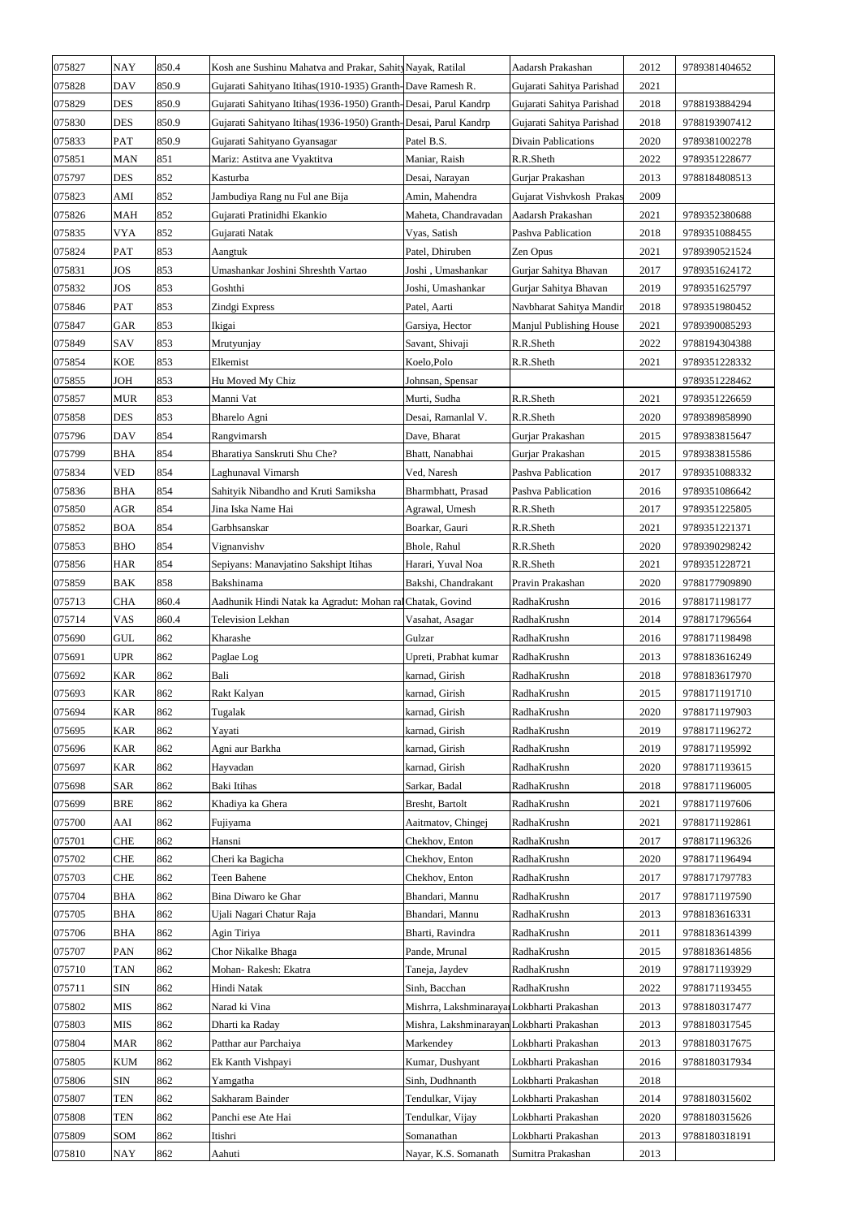| 075827 | NAY | 850.4 | Kosh ane Sushinu Mahatva and Prakar, Sahity | Nayak, Ratilal | Aadarsh Prakashan | 2012 | 9789381404652 |
|---|---|---|---|---|---|---|---|
| 075828 | DAV | 850.9 | Gujarati Sahityano Itihas(1910-1935) Granth- | Dave Ramesh R. | Gujarati Sahitya Parishad | 2021 | |
| 075829 | DES | 850.9 | Gujarati Sahityano Itihas(1936-1950) Granth- | Desai, Parul Kandrp | Gujarati Sahitya Parishad | 2018 | 9788193884294 |
| 075830 | DES | 850.9 | Gujarati Sahityano Itihas(1936-1950) Granth- | Desai, Parul Kandrp | Gujarati Sahitya Parishad | 2018 | 9788193907412 |
| 075833 | PAT | 850.9 | Gujarati Sahityano Gyansagar | Patel B.S. | Divain Pablications | 2020 | 9789381002278 |
| 075851 | MAN | 851 | Mariz: Astitva ane Vyaktitva | Maniar, Raish | R.R.Sheth | 2022 | 9789351228677 |
| 075797 | DES | 852 | Kasturba | Desai, Narayan | Gurjar Prakashan | 2013 | 9788184808513 |
| 075823 | AMI | 852 | Jambudiya Rang nu Ful ane Bija | Amin, Mahendra | Gujarat Vishvkosh Prakas | 2009 | |
| 075826 | MAH | 852 | Gujarati Pratinidhi Ekankio | Maheta, Chandravadan | Aadarsh Prakashan | 2021 | 9789352380688 |
| 075835 | VYA | 852 | Gujarati Natak | Vyas, Satish | Pashva Pablication | 2018 | 9789351088455 |
| 075824 | PAT | 853 | Aangtuk | Patel, Dhiruben | Zen Opus | 2021 | 9789390521524 |
| 075831 | JOS | 853 | Umashankar Joshini Shreshth Vartao | Joshi , Umashankar | Gurjar Sahitya Bhavan | 2017 | 9789351624172 |
| 075832 | JOS | 853 | Goshthi | Joshi, Umashankar | Gurjar Sahitya Bhavan | 2019 | 9789351625797 |
| 075846 | PAT | 853 | Zindgi Express | Patel, Aarti | Navbharat Sahitya Mandir | 2018 | 9789351980452 |
| 075847 | GAR | 853 | Ikigai | Garsiya, Hector | Manjul Publishing House | 2021 | 9789390085293 |
| 075849 | SAV | 853 | Mrutyunjay | Savant, Shivaji | R.R.Sheth | 2022 | 9788194304388 |
| 075854 | KOE | 853 | Elkemist | Koelo,Polo | R.R.Sheth | 2021 | 9789351228332 |
| 075855 | JOH | 853 | Hu Moved My Chiz | Johnsan, Spensar | | | 9789351228462 |
| 075857 | MUR | 853 | Manni Vat | Murti, Sudha | R.R.Sheth | 2021 | 9789351226659 |
| 075858 | DES | 853 | Bharelo Agni | Desai, Ramanlal V. | R.R.Sheth | 2020 | 9789389858990 |
| 075796 | DAV | 854 | Rangvimarsh | Dave, Bharat | Gurjar Prakashan | 2015 | 9789383815647 |
| 075799 | BHA | 854 | Bharatiya Sanskruti Shu Che? | Bhatt, Nanabhai | Gurjar Prakashan | 2015 | 9789383815586 |
| 075834 | VED | 854 | Laghunaval Vimarsh | Ved, Naresh | Pashva Pablication | 2017 | 9789351088332 |
| 075836 | BHA | 854 | Sahityik Nibandho and Kruti Samiksha | Bharmbhatt, Prasad | Pashva Pablication | 2016 | 9789351086642 |
| 075850 | AGR | 854 | Jina Iska Name Hai | Agrawal, Umesh | R.R.Sheth | 2017 | 9789351225805 |
| 075852 | BOA | 854 | Garbhsanskar | Boarkar, Gauri | R.R.Sheth | 2021 | 9789351221371 |
| 075853 | BHO | 854 | Vignanvishv | Bhole, Rahul | R.R.Sheth | 2020 | 9789390298242 |
| 075856 | HAR | 854 | Sepiyans: Manavjatino Sakshipt Itihas | Harari, Yuval Noa | R.R.Sheth | 2021 | 9789351228721 |
| 075859 | BAK | 858 | Bakshinama | Bakshi, Chandrakant | Pravin Prakashan | 2020 | 9788177909890 |
| 075713 | CHA | 860.4 | Aadhunik Hindi Natak ka Agradut: Mohan ra | Chatak, Govind | RadhaKrushn | 2016 | 9788171198177 |
| 075714 | VAS | 860.4 | Television Lekhan | Vasahat, Asagar | RadhaKrushn | 2014 | 9788171796564 |
| 075690 | GUL | 862 | Kharashe | Gulzar | RadhaKrushn | 2016 | 9788171198498 |
| 075691 | UPR | 862 | Paglae Log | Upreti, Prabhat kumar | RadhaKrushn | 2013 | 9788183616249 |
| 075692 | KAR | 862 | Bali | karnad, Girish | RadhaKrushn | 2018 | 9788183617970 |
| 075693 | KAR | 862 | Rakt Kalyan | karnad, Girish | RadhaKrushn | 2015 | 9788171191710 |
| 075694 | KAR | 862 | Tugalak | karnad, Girish | RadhaKrushn | 2020 | 9788171197903 |
| 075695 | KAR | 862 | Yayati | karnad, Girish | RadhaKrushn | 2019 | 9788171196272 |
| 075696 | KAR | 862 | Agni aur Barkha | karnad, Girish | RadhaKrushn | 2019 | 9788171195992 |
| 075697 | KAR | 862 | Hayvadan | karnad, Girish | RadhaKrushn | 2020 | 9788171193615 |
| 075698 | SAR | 862 | Baki Itihas | Sarkar, Badal | RadhaKrushn | 2018 | 9788171196005 |
| 075699 | BRE | 862 | Khadiya ka Ghera | Bresht, Bartolt | RadhaKrushn | 2021 | 9788171197606 |
| 075700 | AAI | 862 | Fujiyama | Aaitmatov, Chingej | RadhaKrushn | 2021 | 9788171192861 |
| 075701 | CHE | 862 | Hansni | Chekhov, Enton | RadhaKrushn | 2017 | 9788171196326 |
| 075702 | CHE | 862 | Cheri ka Bagicha | Chekhov, Enton | RadhaKrushn | 2020 | 9788171196494 |
| 075703 | CHE | 862 | Teen Bahene | Chekhov, Enton | RadhaKrushn | 2017 | 9788171797783 |
| 075704 | BHA | 862 | Bina Diwaro ke Ghar | Bhandari, Mannu | RadhaKrushn | 2017 | 9788171197590 |
| 075705 | BHA | 862 | Ujali Nagari Chatur Raja | Bhandari, Mannu | RadhaKrushn | 2013 | 9788183616331 |
| 075706 | BHA | 862 | Agin Tiriya | Bharti, Ravindra | RadhaKrushn | 2011 | 9788183614399 |
| 075707 | PAN | 862 | Chor Nikalke Bhaga | Pande, Mrunal | RadhaKrushn | 2015 | 9788183614856 |
| 075710 | TAN | 862 | Mohan- Rakesh: Ekatra | Taneja, Jaydev | RadhaKrushn | 2019 | 9788171193929 |
| 075711 | SIN | 862 | Hindi Natak | Sinh, Bacchan | RadhaKrushn | 2022 | 9788171193455 |
| 075802 | MIS | 862 | Narad ki Vina | Mishrra, Lakshminaraya | Lokbharti Prakashan | 2013 | 9788180317477 |
| 075803 | MIS | 862 | Dharti ka Raday | Mishra, Lakshminarayan | Lokbharti Prakashan | 2013 | 9788180317545 |
| 075804 | MAR | 862 | Patthar aur Parchaiya | Markendey | Lokbharti Prakashan | 2013 | 9788180317675 |
| 075805 | KUM | 862 | Ek Kanth Vishpayi | Kumar, Dushyant | Lokbharti Prakashan | 2016 | 9788180317934 |
| 075806 | SIN | 862 | Yamgatha | Sinh, Dudhnanth | Lokbharti Prakashan | 2018 | |
| 075807 | TEN | 862 | Sakharam Bainder | Tendulkar, Vijay | Lokbharti Prakashan | 2014 | 9788180315602 |
| 075808 | TEN | 862 | Panchi ese Ate Hai | Tendulkar, Vijay | Lokbharti Prakashan | 2020 | 9788180315626 |
| 075809 | SOM | 862 | Itishri | Somanathan | Lokbharti Prakashan | 2013 | 9788180318191 |
| 075810 | NAY | 862 | Aahuti | Nayar, K.S. Somanath | Sumitra Prakashan | 2013 | |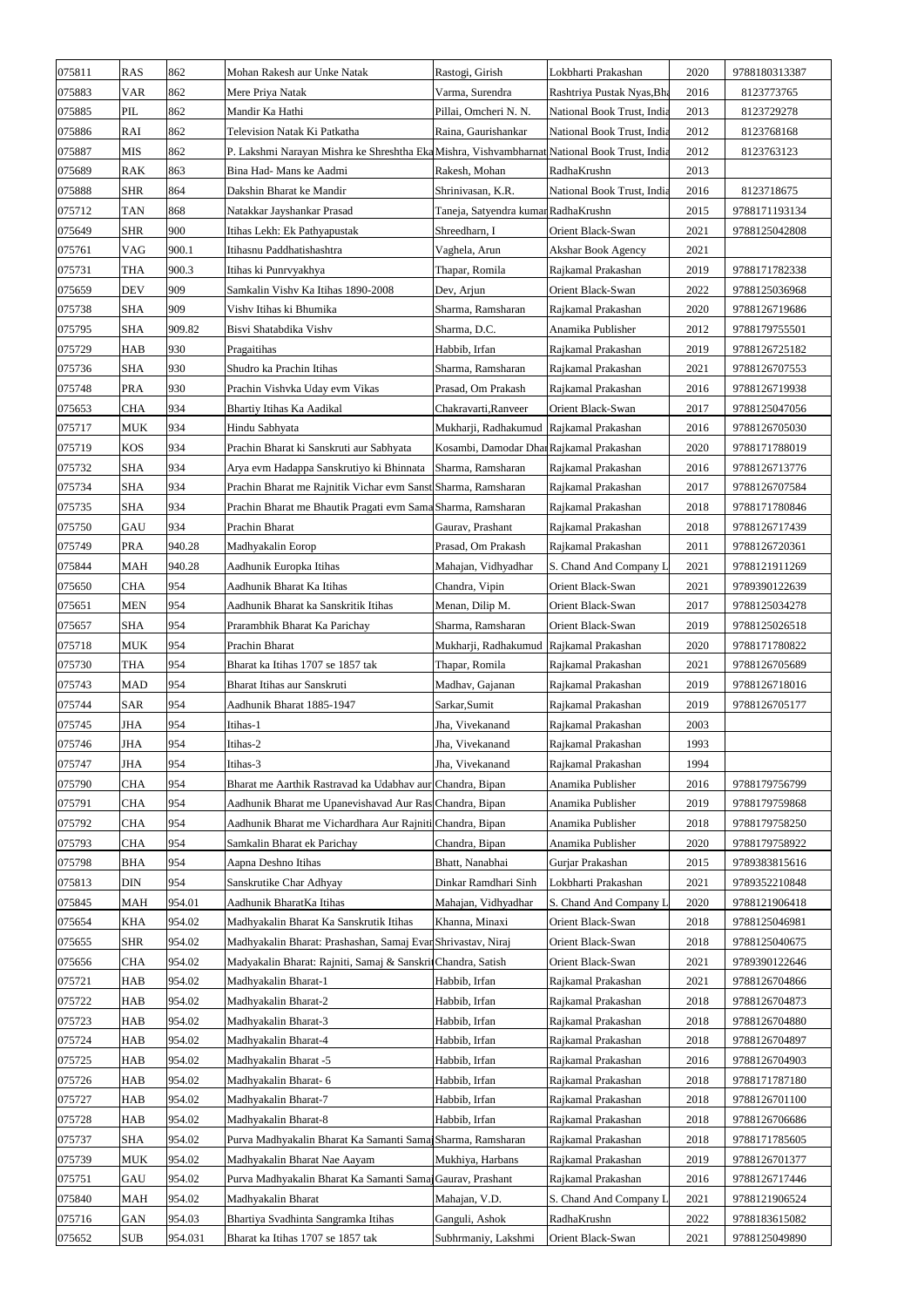| 075811 | RAS | 862 | Mohan Rakesh aur Unke Natak | Rastogi, Girish | Lokbharti Prakashan | 2020 | 9788180313387 |
|---|---|---|---|---|---|---|---|
| 075883 | VAR | 862 | Mere Priya Natak | Varma, Surendra | Rashtriya Pustak Nyas,Bha | 2016 | 8123773765 |
| 075885 | PIL | 862 | Mandir Ka Hathi | Pillai, Omcheri N. N. | National Book Trust, India | 2013 | 8123729278 |
| 075886 | RAI | 862 | Television Natak Ki Patkatha | Raina, Gaurishankar | National Book Trust, India | 2012 | 8123768168 |
| 075887 | MIS | 862 | P. Lakshmi Narayan Mishra ke Shreshtha Eka | Mishra, Vishvambharnat | National Book Trust, India | 2012 | 8123763123 |
| 075689 | RAK | 863 | Bina Had- Mans ke Aadmi | Rakesh, Mohan | RadhaKrushn | 2013 | |
| 075888 | SHR | 864 | Dakshin Bharat ke Mandir | Shrinivasan, K.R. | National Book Trust, India | 2016 | 8123718675 |
| 075712 | TAN | 868 | Natakkar Jayshankar Prasad | Taneja, Satyendra kumar | RadhaKrushn | 2015 | 9788171193134 |
| 075649 | SHR | 900 | Itihas Lekh: Ek Pathyapustak | Shreedharn, I | Orient Black-Swan | 2021 | 9788125042808 |
| 075761 | VAG | 900.1 | Itihasnu Paddhatishashtra | Vaghela, Arun | Akshar Book Agency | 2021 | |
| 075731 | THA | 900.3 | Itihas ki Punrvyakhya | Thapar, Romila | Rajkamal Prakashan | 2019 | 9788171782338 |
| 075659 | DEV | 909 | Samkalin Vishv Ka Itihas 1890-2008 | Dev, Arjun | Orient Black-Swan | 2022 | 9788125036968 |
| 075738 | SHA | 909 | Vishv Itihas ki Bhumika | Sharma, Ramsharan | Rajkamal Prakashan | 2020 | 9788126719686 |
| 075795 | SHA | 909.82 | Bisvi Shatabdika Vishv | Sharma, D.C. | Anamika Publisher | 2012 | 9788179755501 |
| 075729 | HAB | 930 | Pragaitihas | Habbib, Irfan | Rajkamal Prakashan | 2019 | 9788126725182 |
| 075736 | SHA | 930 | Shudro ka Prachin Itihas | Sharma, Ramsharan | Rajkamal Prakashan | 2021 | 9788126707553 |
| 075748 | PRA | 930 | Prachin Vishvka Uday evm Vikas | Prasad, Om Prakash | Rajkamal Prakashan | 2016 | 9788126719938 |
| 075653 | CHA | 934 | Bhartiy Itihas Ka Aadikal | Chakravarti,Ranveer | Orient Black-Swan | 2017 | 9788125047056 |
| 075717 | MUK | 934 | Hindu Sabhyata | Mukharji, Radhakumud | Rajkamal Prakashan | 2016 | 9788126705030 |
| 075719 | KOS | 934 | Prachin Bharat ki Sanskruti aur Sabhyata | Kosambi, Damodar Dhar | Rajkamal Prakashan | 2020 | 9788171788019 |
| 075732 | SHA | 934 | Arya evm Hadappa Sanskrutiyo ki Bhinnata | Sharma, Ramsharan | Rajkamal Prakashan | 2016 | 9788126713776 |
| 075734 | SHA | 934 | Prachin Bharat me Rajnitik Vichar evm Sanst | Sharma, Ramsharan | Rajkamal Prakashan | 2017 | 9788126707584 |
| 075735 | SHA | 934 | Prachin Bharat me Bhautik Pragati evm Sama | Sharma, Ramsharan | Rajkamal Prakashan | 2018 | 9788171780846 |
| 075750 | GAU | 934 | Prachin Bharat | Gaurav, Prashant | Rajkamal Prakashan | 2018 | 9788126717439 |
| 075749 | PRA | 940.28 | Madhyakalin Eorop | Prasad, Om Prakash | Rajkamal Prakashan | 2011 | 9788126720361 |
| 075844 | MAH | 940.28 | Aadhunik Europka Itihas | Mahajan, Vidhyadhar | S. Chand And Company L | 2021 | 9788121911269 |
| 075650 | CHA | 954 | Aadhunik Bharat Ka Itihas | Chandra, Vipin | Orient Black-Swan | 2021 | 9789390122639 |
| 075651 | MEN | 954 | Aadhunik Bharat ka Sanskritik Itihas | Menan, Dilip M. | Orient Black-Swan | 2017 | 9788125034278 |
| 075657 | SHA | 954 | Prarambhik Bharat Ka Parichay | Sharma, Ramsharan | Orient Black-Swan | 2019 | 9788125026518 |
| 075718 | MUK | 954 | Prachin Bharat | Mukharji, Radhakumud | Rajkamal Prakashan | 2020 | 9788171780822 |
| 075730 | THA | 954 | Bharat ka Itihas 1707 se 1857 tak | Thapar, Romila | Rajkamal Prakashan | 2021 | 9788126705689 |
| 075743 | MAD | 954 | Bharat Itihas aur Sanskruti | Madhav, Gajanan | Rajkamal Prakashan | 2019 | 9788126718016 |
| 075744 | SAR | 954 | Aadhunik Bharat 1885-1947 | Sarkar,Sumit | Rajkamal Prakashan | 2019 | 9788126705177 |
| 075745 | JHA | 954 | Itihas-1 | Jha, Vivekanand | Rajkamal Prakashan | 2003 | |
| 075746 | JHA | 954 | Itihas-2 | Jha, Vivekanand | Rajkamal Prakashan | 1993 | |
| 075747 | JHA | 954 | Itihas-3 | Jha, Vivekanand | Rajkamal Prakashan | 1994 | |
| 075790 | CHA | 954 | Bharat me Aarthik Rastravad ka Udabhav aur | Chandra, Bipan | Anamika Publisher | 2016 | 9788179756799 |
| 075791 | CHA | 954 | Aadhunik Bharat me Upanevishavad Aur Ras | Chandra, Bipan | Anamika Publisher | 2019 | 9788179759868 |
| 075792 | CHA | 954 | Aadhunik Bharat me Vichardhara Aur Rajniti | Chandra, Bipan | Anamika Publisher | 2018 | 9788179758250 |
| 075793 | CHA | 954 | Samkalin Bharat ek Parichay | Chandra, Bipan | Anamika Publisher | 2020 | 9788179758922 |
| 075798 | BHA | 954 | Aapna Deshno Itihas | Bhatt, Nanabhai | Gurjar Prakashan | 2015 | 9789383815616 |
| 075813 | DIN | 954 | Sanskrutike Char Adhyay | Dinkar Ramdhari Sinh | Lokbharti Prakashan | 2021 | 9789352210848 |
| 075845 | MAH | 954.01 | Aadhunik BharatKa Itihas | Mahajan, Vidhyadhar | S. Chand And Company L | 2020 | 9788121906418 |
| 075654 | KHA | 954.02 | Madhyakalin Bharat Ka Sanskrutik Itihas | Khanna, Minaxi | Orient Black-Swan | 2018 | 9788125046981 |
| 075655 | SHR | 954.02 | Madhyakalin Bharat: Prashashan, Samaj Evan | Shrivastav, Niraj | Orient Black-Swan | 2018 | 9788125040675 |
| 075656 | CHA | 954.02 | Madyakalin Bharat: Rajniti, Samaj & Sanskrit | Chandra, Satish | Orient Black-Swan | 2021 | 9789390122646 |
| 075721 | HAB | 954.02 | Madhyakalin Bharat-1 | Habbib, Irfan | Rajkamal Prakashan | 2021 | 9788126704866 |
| 075722 | HAB | 954.02 | Madhyakalin Bharat-2 | Habbib, Irfan | Rajkamal Prakashan | 2018 | 9788126704873 |
| 075723 | HAB | 954.02 | Madhyakalin Bharat-3 | Habbib, Irfan | Rajkamal Prakashan | 2018 | 9788126704880 |
| 075724 | HAB | 954.02 | Madhyakalin Bharat-4 | Habbib, Irfan | Rajkamal Prakashan | 2018 | 9788126704897 |
| 075725 | HAB | 954.02 | Madhyakalin Bharat -5 | Habbib, Irfan | Rajkamal Prakashan | 2016 | 9788126704903 |
| 075726 | HAB | 954.02 | Madhyakalin Bharat- 6 | Habbib, Irfan | Rajkamal Prakashan | 2018 | 9788171787180 |
| 075727 | HAB | 954.02 | Madhyakalin Bharat-7 | Habbib, Irfan | Rajkamal Prakashan | 2018 | 9788126701100 |
| 075728 | HAB | 954.02 | Madhyakalin Bharat-8 | Habbib, Irfan | Rajkamal Prakashan | 2018 | 9788126706686 |
| 075737 | SHA | 954.02 | Purva Madhyakalin Bharat Ka Samanti Samaj | Sharma, Ramsharan | Rajkamal Prakashan | 2018 | 9788171785605 |
| 075739 | MUK | 954.02 | Madhyakalin Bharat Nae Aayam | Mukhiya, Harbans | Rajkamal Prakashan | 2019 | 9788126701377 |
| 075751 | GAU | 954.02 | Purva Madhyakalin Bharat Ka Samanti Samaj | Gaurav, Prashant | Rajkamal Prakashan | 2016 | 9788126717446 |
| 075840 | MAH | 954.02 | Madhyakalin Bharat | Mahajan, V.D. | S. Chand And Company L | 2021 | 9788121906524 |
| 075716 | GAN | 954.03 | Bhartiya Svadhinta Sangramka Itihas | Ganguli, Ashok | RadhaKrushn | 2022 | 9788183615082 |
| 075652 | SUB | 954.031 | Bharat ka Itihas 1707 se 1857 tak | Subhrmaniy, Lakshmi | Orient Black-Swan | 2021 | 9788125049890 |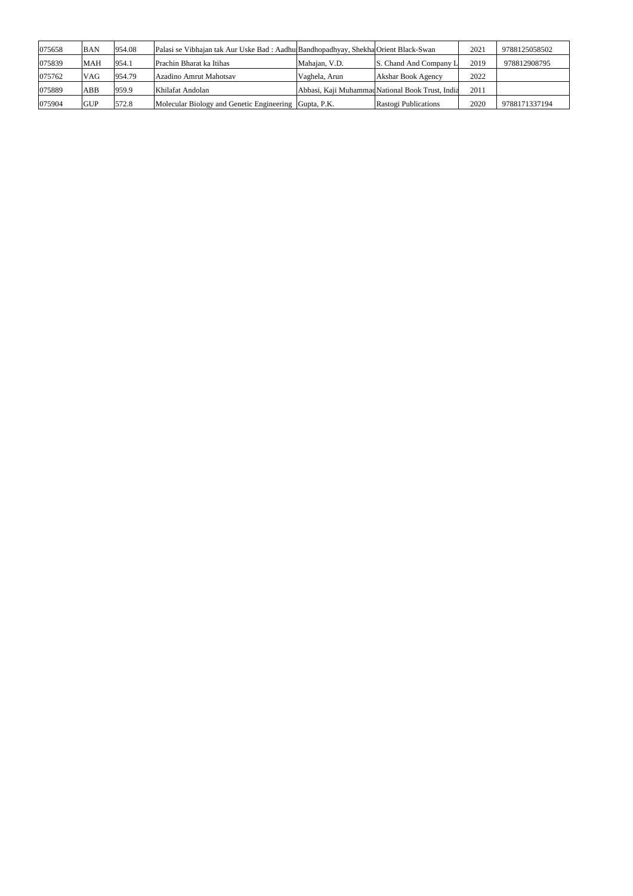| | | | | | | | |
|---|---|---|---|---|---|---|---|
| 075658 | BAN | 954.08 | Palasi se Vibhajan tak Aur Uske Bad : Aadhu | Bandhopadhyay, Shekha | Orient Black-Swan | 2021 | 9788125058502 |
| 075839 | MAH | 954.1 | Prachin Bharat ka Itihas | Mahajan, V.D. | S. Chand And Company L | 2019 | 978812908795 |
| 075762 | VAG | 954.79 | Azadino Amrut Mahotsav | Vaghela, Arun | Akshar Book Agency | 2022 | |
| 075889 | ABB | 959.9 | Khilafat Andolan | Abbasi, Kaji Muhammad | National Book Trust, India | 2011 | |
| 075904 | GUP | 572.8 | Molecular Biology and Genetic Engineering | Gupta, P.K. | Rastogi Publications | 2020 | 9788171337194 |